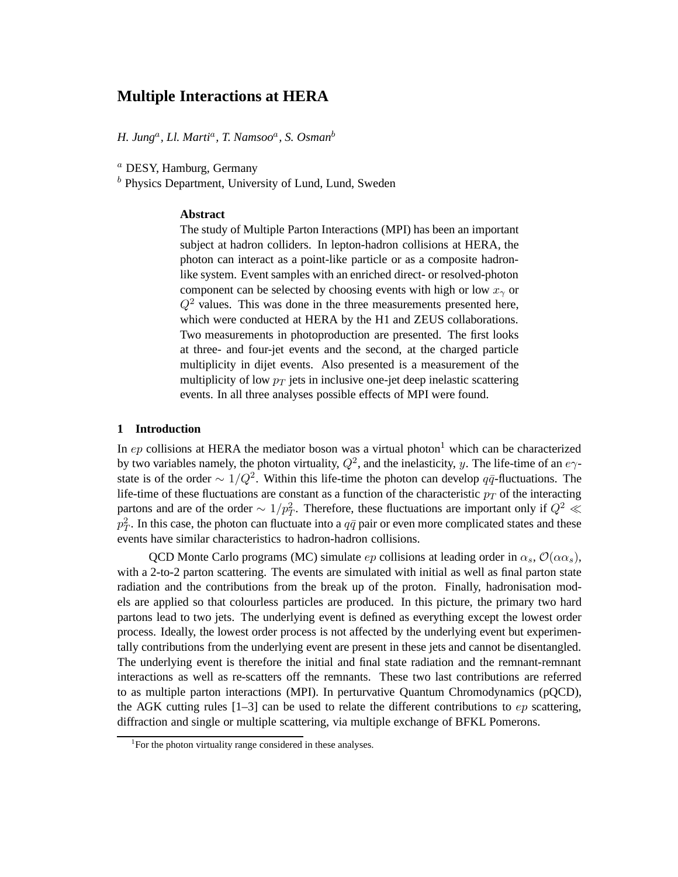# Multiple Interactions at HERA

*H. Jung*[a], *Ll. Marti*[a], *T. Namsoo*[a], *S. Osman*[b]

[a] DESY, Hamburg, Germany
[b] Physics Department, University of Lund, Lund, Sweden

**Abstract**

The study of Multiple Parton Interactions (MPI) has been an important subject at hadron colliders. In lepton-hadron collisions at HERA, the photon can interact as a point-like particle or as a composite hadron-like system. Event samples with an enriched direct- or resolved-photon component can be selected by choosing events with high or low $x_\gamma$ or $Q^2$ values. This was done in the three measurements presented here, which were conducted at HERA by the H1 and ZEUS collaborations. Two measurements in photoproduction are presented. The first looks at three- and four-jet events and the second, at the charged particle multiplicity in dijet events. Also presented is a measurement of the multiplicity of low $p_T$ jets in inclusive one-jet deep inelastic scattering events. In all three analyses possible effects of MPI were found.

## 1 Introduction

In $ep$ collisions at HERA the mediator boson was a virtual photon[1] which can be characterized by two variables namely, the photon virtuality, $Q^2$, and the inelasticity, $y$. The life-time of an $e\gamma$-state is of the order $\sim 1/Q^2$. Within this life-time the photon can develop $q\bar{q}$-fluctuations. The life-time of these fluctuations are constant as a function of the characteristic $p_T$ of the interacting partons and are of the order $\sim 1/p_T^2$. Therefore, these fluctuations are important only if $Q^2 \ll p_T^2$. In this case, the photon can fluctuate into a $q\bar{q}$ pair or even more complicated states and these events have similar characteristics to hadron-hadron collisions.

QCD Monte Carlo programs (MC) simulate $ep$ collisions at leading order in $\alpha_s$, $\mathcal{O}(\alpha\alpha_s)$, with a 2-to-2 parton scattering. The events are simulated with initial as well as final parton state radiation and the contributions from the break up of the proton. Finally, hadronisation models are applied so that colourless particles are produced. In this picture, the primary two hard partons lead to two jets. The underlying event is defined as everything except the lowest order process. Ideally, the lowest order process is not affected by the underlying event but experimentally contributions from the underlying event are present in these jets and cannot be disentangled. The underlying event is therefore the initial and final state radiation and the remnant-remnant interactions as well as re-scatters off the remnants. These two last contributions are referred to as multiple parton interactions (MPI). In perturvative Quantum Chromodynamics (pQCD), the AGK cutting rules [1–3] can be used to relate the different contributions to $ep$ scattering, diffraction and single or multiple scattering, via multiple exchange of BFKL Pomerons.

[1] For the photon virtuality range considered in these analyses.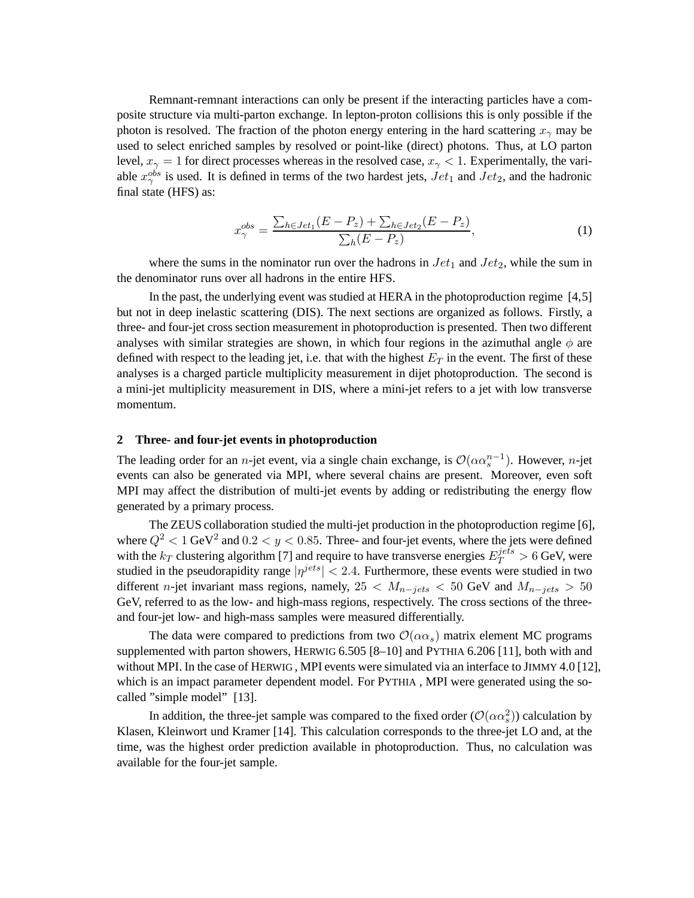Remnant-remnant interactions can only be present if the interacting particles have a composite structure via multi-parton exchange. In lepton-proton collisions this is only possible if the photon is resolved. The fraction of the photon energy entering in the hard scattering $x_\gamma$ may be used to select enriched samples by resolved or point-like (direct) photons. Thus, at LO parton level, $x_\gamma = 1$ for direct processes whereas in the resolved case, $x_\gamma < 1$. Experimentally, the variable $x_\gamma^{obs}$ is used. It is defined in terms of the two hardest jets, $Jet_1$ and $Jet_2$, and the hadronic final state (HFS) as:

$$x_\gamma^{obs} = \frac{\sum_{h \in Jet_1}(E - P_z) + \sum_{h \in Jet_2}(E - P_z)}{\sum_h (E - P_z)}, \tag{1}$$

where the sums in the nominator run over the hadrons in $Jet_1$ and $Jet_2$, while the sum in the denominator runs over all hadrons in the entire HFS.

In the past, the underlying event was studied at HERA in the photoproduction regime [4,5] but not in deep inelastic scattering (DIS). The next sections are organized as follows. Firstly, a three- and four-jet cross section measurement in photoproduction is presented. Then two different analyses with similar strategies are shown, in which four regions in the azimuthal angle $\phi$ are defined with respect to the leading jet, i.e. that with the highest $E_T$ in the event. The first of these analyses is a charged particle multiplicity measurement in dijet photoproduction. The second is a mini-jet multiplicity measurement in DIS, where a mini-jet refers to a jet with low transverse momentum.

## 2 Three- and four-jet events in photoproduction

The leading order for an $n$-jet event, via a single chain exchange, is $\mathcal{O}(\alpha\alpha_s^{n-1})$. However, $n$-jet events can also be generated via MPI, where several chains are present. Moreover, even soft MPI may affect the distribution of multi-jet events by adding or redistributing the energy flow generated by a primary process.

The ZEUS collaboration studied the multi-jet production in the photoproduction regime [6], where $Q^2 < 1$ GeV$^2$ and $0.2 < y < 0.85$. Three- and four-jet events, where the jets were defined with the $k_T$ clustering algorithm [7] and require to have transverse energies $E_T^{jets} > 6$ GeV, were studied in the pseudorapidity range $|\eta^{jets}| < 2.4$. Furthermore, these events were studied in two different $n$-jet invariant mass regions, namely, $25 < M_{n-jets} < 50$ GeV and $M_{n-jets} > 50$ GeV, referred to as the low- and high-mass regions, respectively. The cross sections of the three- and four-jet low- and high-mass samples were measured differentially.

The data were compared to predictions from two $\mathcal{O}(\alpha\alpha_s)$ matrix element MC programs supplemented with parton showers, HERWIG 6.505 [8–10] and PYTHIA 6.206 [11], both with and without MPI. In the case of HERWIG , MPI events were simulated via an interface to JIMMY 4.0 [12], which is an impact parameter dependent model. For PYTHIA , MPI were generated using the so-called "simple model" [13].

In addition, the three-jet sample was compared to the fixed order ($\mathcal{O}(\alpha\alpha_s^2)$) calculation by Klasen, Kleinwort und Kramer [14]. This calculation corresponds to the three-jet LO and, at the time, was the highest order prediction available in photoproduction. Thus, no calculation was available for the four-jet sample.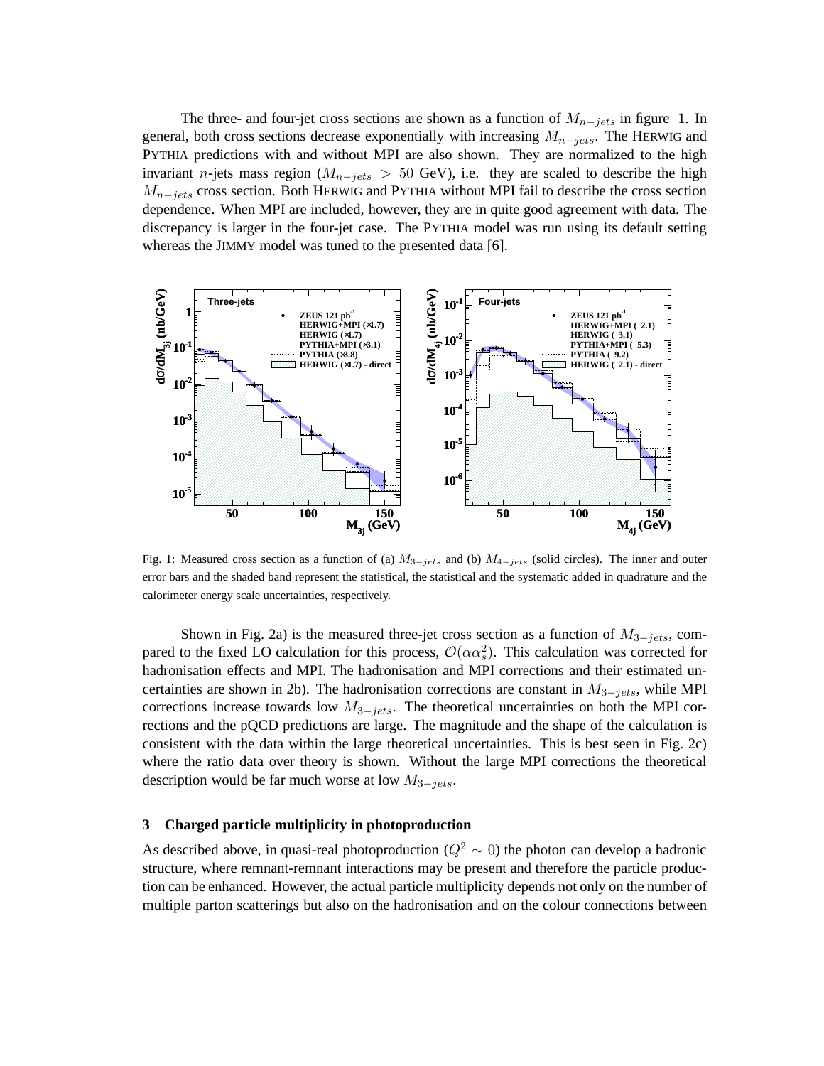The three- and four-jet cross sections are shown as a function of $M_{n-jets}$ in figure 1. In general, both cross sections decrease exponentially with increasing $M_{n-jets}$. The HERWIG and PYTHIA predictions with and without MPI are also shown. They are normalized to the high invariant $n$-jets mass region ($M_{n-jets} > 50$ GeV), i.e. they are scaled to describe the high $M_{n-jets}$ cross section. Both HERWIG and PYTHIA without MPI fail to describe the cross section dependence. When MPI are included, however, they are in quite good agreement with data. The discrepancy is larger in the four-jet case. The PYTHIA model was run using its default setting whereas the JIMMY model was tuned to the presented data [6].

Fig. 1: Measured cross section as a function of (a) $M_{3-jets}$ and (b) $M_{4-jets}$ (solid circles). The inner and outer error bars and the shaded band represent the statistical, the statistical and the systematic added in quadrature and the calorimeter energy scale uncertainties, respectively.

Shown in Fig. 2a) is the measured three-jet cross section as a function of $M_{3-jets}$, compared to the fixed LO calculation for this process, $\mathcal{O}(\alpha\alpha_s^2)$. This calculation was corrected for hadronisation effects and MPI. The hadronisation and MPI corrections and their estimated uncertainties are shown in 2b). The hadronisation corrections are constant in $M_{3-jets}$, while MPI corrections increase towards low $M_{3-jets}$. The theoretical uncertainties on both the MPI corrections and the pQCD predictions are large. The magnitude and the shape of the calculation is consistent with the data within the large theoretical uncertainties. This is best seen in Fig. 2c) where the ratio data over theory is shown. Without the large MPI corrections the theoretical description would be far much worse at low $M_{3-jets}$.

## 3 Charged particle multiplicity in photoproduction

As described above, in quasi-real photoproduction ($Q^2 \sim 0$) the photon can develop a hadronic structure, where remnant-remnant interactions may be present and therefore the particle production can be enhanced. However, the actual particle multiplicity depends not only on the number of multiple parton scatterings but also on the hadronisation and on the colour connections between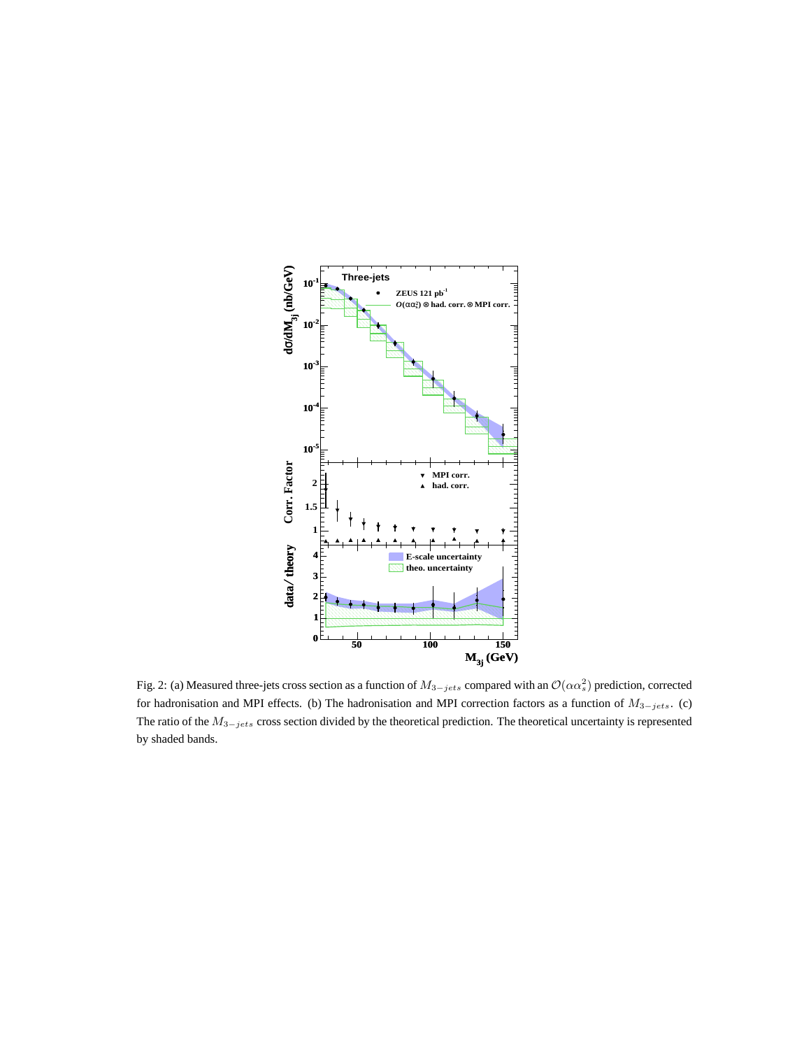Fig. 2: (a) Measured three-jets cross section as a function of $M_{3-jets}$ compared with an $\mathcal{O}(\alpha\alpha_s^2)$ prediction, corrected for hadronisation and MPI effects. (b) The hadronisation and MPI correction factors as a function of $M_{3-jets}$. (c) The ratio of the $M_{3-jets}$ cross section divided by the theoretical prediction. The theoretical uncertainty is represented by shaded bands.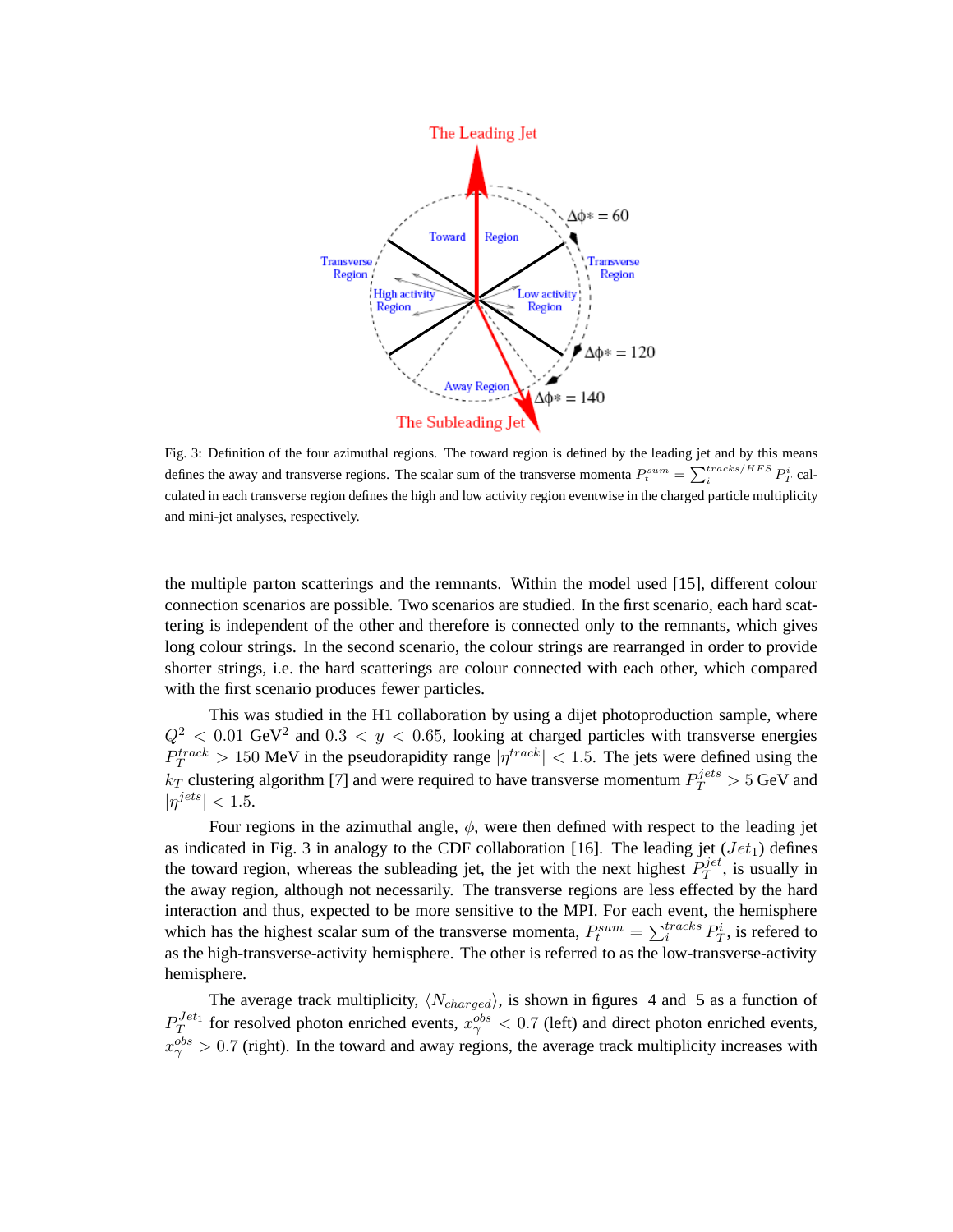Fig. 3: Definition of the four azimuthal regions. The toward region is defined by the leading jet and by this means defines the away and transverse regions. The scalar sum of the transverse momenta $P_t^{sum} = \sum_i^{tracks/HFS} P_T^i$ calculated in each transverse region defines the high and low activity region eventwise in the charged particle multiplicity and mini-jet analyses, respectively.

the multiple parton scatterings and the remnants. Within the model used [15], different colour connection scenarios are possible. Two scenarios are studied. In the first scenario, each hard scattering is independent of the other and therefore is connected only to the remnants, which gives long colour strings. In the second scenario, the colour strings are rearranged in order to provide shorter strings, i.e. the hard scatterings are colour connected with each other, which compared with the first scenario produces fewer particles.

This was studied in the H1 collaboration by using a dijet photoproduction sample, where $Q^2 < 0.01$ GeV$^2$ and $0.3 < y < 0.65$, looking at charged particles with transverse energies $P_T^{track} > 150$ MeV in the pseudorapidity range $|\eta^{track}| < 1.5$. The jets were defined using the $k_T$ clustering algorithm [7] and were required to have transverse momentum $P_T^{jets} > 5$ GeV and $|\eta^{jets}| < 1.5$.

Four regions in the azimuthal angle, $\phi$, were then defined with respect to the leading jet as indicated in Fig. 3 in analogy to the CDF collaboration [16]. The leading jet ($Jet_1$) defines the toward region, whereas the subleading jet, the jet with the next highest $P_T^{jet}$, is usually in the away region, although not necessarily. The transverse regions are less effected by the hard interaction and thus, expected to be more sensitive to the MPI. For each event, the hemisphere which has the highest scalar sum of the transverse momenta, $P_t^{sum} = \sum_i^{tracks} P_T^i$, is refered to as the high-transverse-activity hemisphere. The other is referred to as the low-transverse-activity hemisphere.

The average track multiplicity, $\langle N_{charged} \rangle$, is shown in figures 4 and 5 as a function of $P_T^{Jet_1}$ for resolved photon enriched events, $x_\gamma^{obs} < 0.7$ (left) and direct photon enriched events, $x_\gamma^{obs} > 0.7$ (right). In the toward and away regions, the average track multiplicity increases with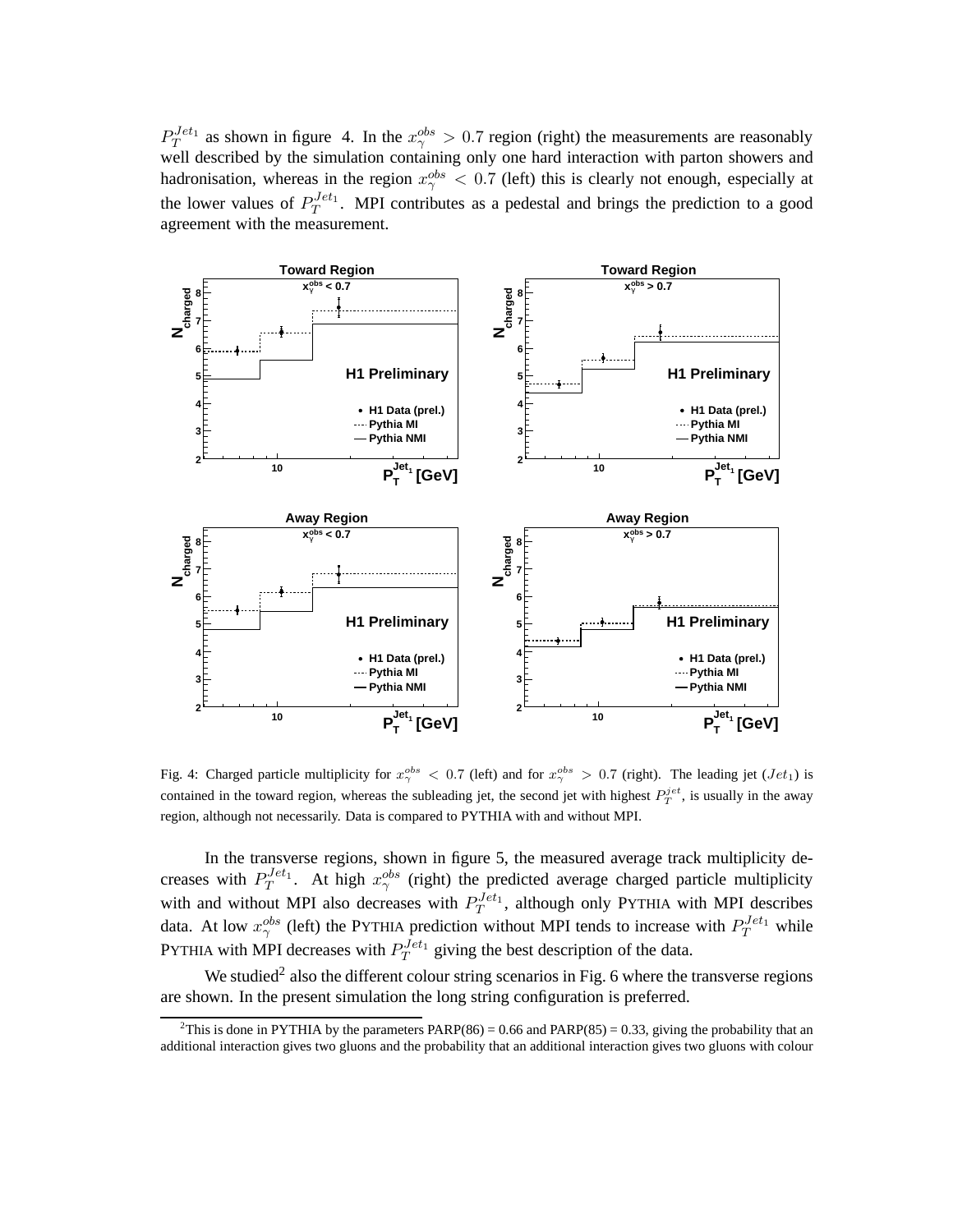$P_T^{Jet_1}$ as shown in figure 4. In the $x_\gamma^{obs} > 0.7$ region (right) the measurements are reasonably well described by the simulation containing only one hard interaction with parton showers and hadronisation, whereas in the region $x_\gamma^{obs} < 0.7$ (left) this is clearly not enough, especially at the lower values of $P_T^{Jet_1}$. MPI contributes as a pedestal and brings the prediction to a good agreement with the measurement.

Fig. 4: Charged particle multiplicity for $x_\gamma^{obs} < 0.7$ (left) and for $x_\gamma^{obs} > 0.7$ (right). The leading jet ($Jet_1$) is contained in the toward region, whereas the subleading jet, the second jet with highest $P_T^{jet}$, is usually in the away region, although not necessarily. Data is compared to PYTHIA with and without MPI.

In the transverse regions, shown in figure 5, the measured average track multiplicity decreases with $P_T^{Jet_1}$. At high $x_\gamma^{obs}$ (right) the predicted average charged particle multiplicity with and without MPI also decreases with $P_T^{Jet_1}$, although only PYTHIA with MPI describes data. At low $x_\gamma^{obs}$ (left) the PYTHIA prediction without MPI tends to increase with $P_T^{Jet_1}$ while PYTHIA with MPI decreases with $P_T^{Jet_1}$ giving the best description of the data.

We studied[2] also the different colour string scenarios in Fig. 6 where the transverse regions are shown. In the present simulation the long string configuration is preferred.

[2] This is done in PYTHIA by the parameters PARP(86) = 0.66 and PARP(85) = 0.33, giving the probability that an additional interaction gives two gluons and the probability that an additional interaction gives two gluons with colour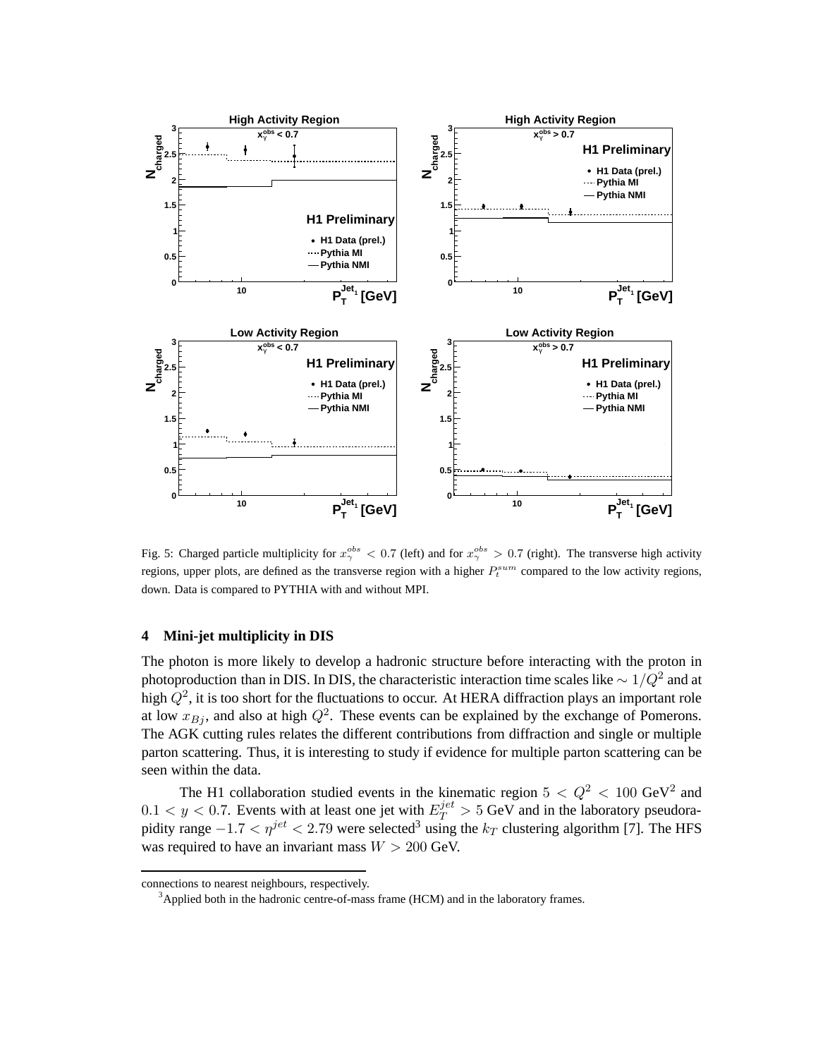Fig. 5: Charged particle multiplicity for $x_\gamma^{obs} < 0.7$ (left) and for $x_\gamma^{obs} > 0.7$ (right). The transverse high activity regions, upper plots, are defined as the transverse region with a higher $P_t^{sum}$ compared to the low activity regions, down. Data is compared to PYTHIA with and without MPI.

## 4 Mini-jet multiplicity in DIS

The photon is more likely to develop a hadronic structure before interacting with the proton in photoproduction than in DIS. In DIS, the characteristic interaction time scales like $\sim 1/Q^2$ and at high $Q^2$, it is too short for the fluctuations to occur. At HERA diffraction plays an important role at low $x_{Bj}$, and also at high $Q^2$. These events can be explained by the exchange of Pomerons. The AGK cutting rules relates the different contributions from diffraction and single or multiple parton scattering. Thus, it is interesting to study if evidence for multiple parton scattering can be seen within the data.

The H1 collaboration studied events in the kinematic region $5 < Q^2 < 100$ GeV$^2$ and $0.1 < y < 0.7$. Events with at least one jet with $E_T^{jet} > 5$ GeV and in the laboratory pseudorapidity range $-1.7 < \eta^{jet} < 2.79$ were selected[3] using the $k_T$ clustering algorithm [7]. The HFS was required to have an invariant mass $W > 200$ GeV.

connections to nearest neighbours, respectively.

[3]Applied both in the hadronic centre-of-mass frame (HCM) and in the laboratory frames.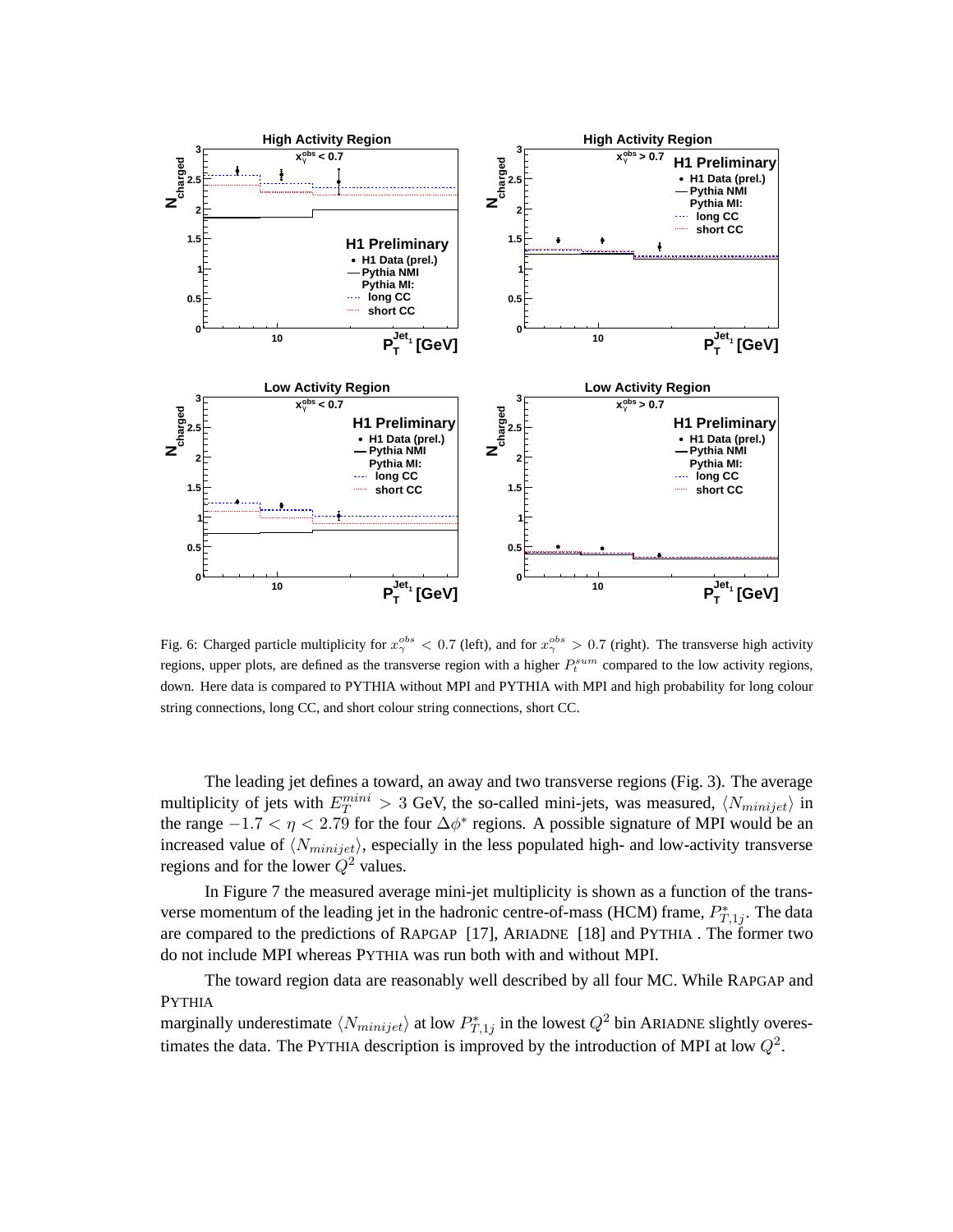Fig. 6: Charged particle multiplicity for $x_\gamma^{obs} < 0.7$ (left), and for $x_\gamma^{obs} > 0.7$ (right). The transverse high activity regions, upper plots, are defined as the transverse region with a higher $P_t^{sum}$ compared to the low activity regions, down. Here data is compared to PYTHIA without MPI and PYTHIA with MPI and high probability for long colour string connections, long CC, and short colour string connections, short CC.

The leading jet defines a toward, an away and two transverse regions (Fig. 3). The average multiplicity of jets with $E_T^{mini} > 3$ GeV, the so-called mini-jets, was measured, $\langle N_{minijet} \rangle$ in the range $-1.7 < \eta < 2.79$ for the four $\Delta\phi^*$ regions. A possible signature of MPI would be an increased value of $\langle N_{minijet} \rangle$, especially in the less populated high- and low-activity transverse regions and for the lower $Q^2$ values.

In Figure 7 the measured average mini-jet multiplicity is shown as a function of the transverse momentum of the leading jet in the hadronic centre-of-mass (HCM) frame, $P^*_{T,1j}$. The data are compared to the predictions of RAPGAP [17], ARIADNE [18] and PYTHIA . The former two do not include MPI whereas PYTHIA was run both with and without MPI.

The toward region data are reasonably well described by all four MC. While RAPGAP and PYTHIA marginally underestimate $\langle N_{minijet} \rangle$ at low $P^*_{T,1j}$ in the lowest $Q^2$ bin ARIADNE slightly overestimates the data. The PYTHIA description is improved by the introduction of MPI at low $Q^2$.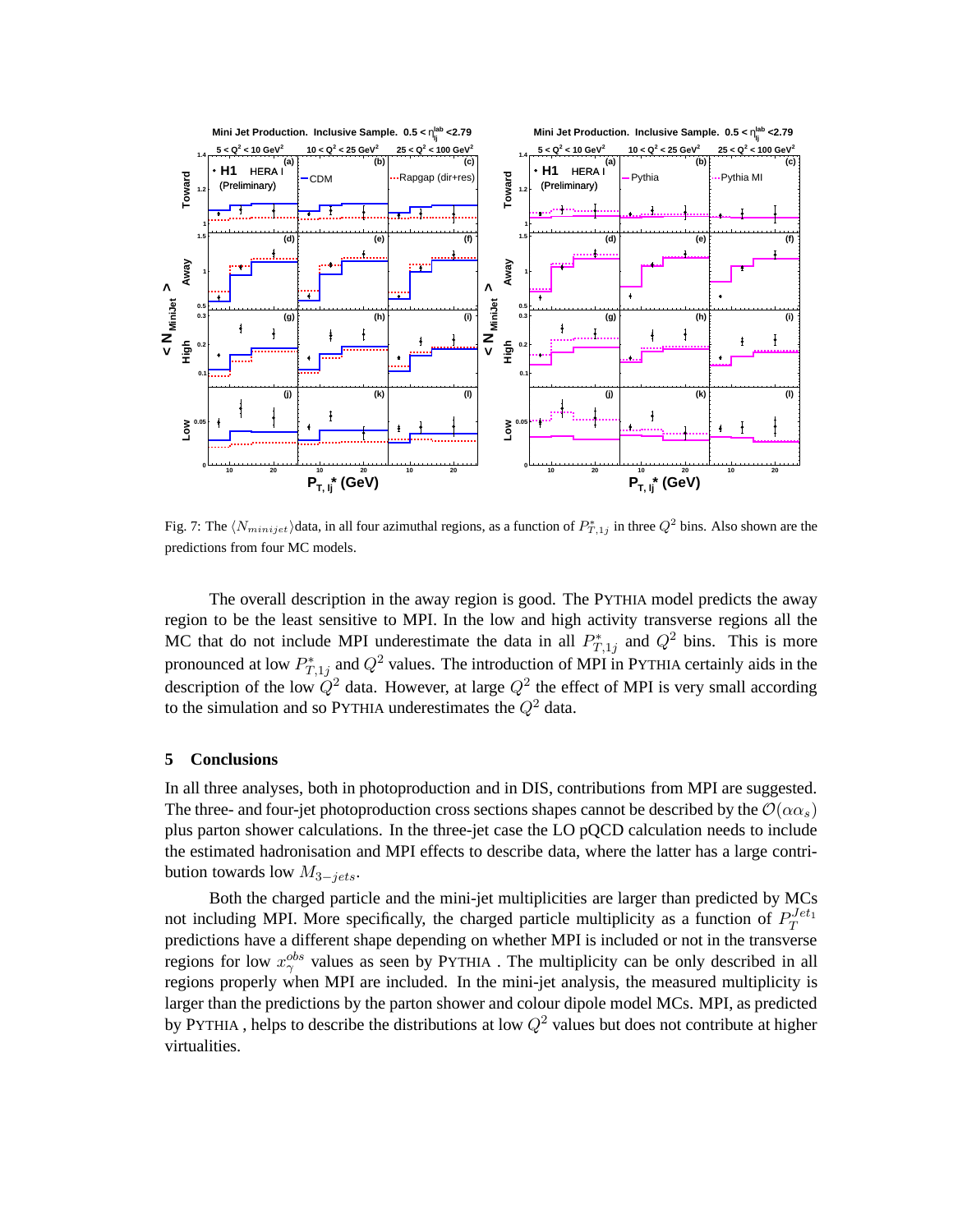Fig. 7: The $\langle N_{minijet} \rangle$data, in all four azimuthal regions, as a function of $P^*_{T,1j}$ in three $Q^2$ bins. Also shown are the predictions from four MC models.

The overall description in the away region is good. The PYTHIA model predicts the away region to be the least sensitive to MPI. In the low and high activity transverse regions all the MC that do not include MPI underestimate the data in all $P^*_{T,1j}$ and $Q^2$ bins. This is more pronounced at low $P^*_{T,1j}$ and $Q^2$ values. The introduction of MPI in PYTHIA certainly aids in the description of the low $Q^2$ data. However, at large $Q^2$ the effect of MPI is very small according to the simulation and so PYTHIA underestimates the $Q^2$ data.

## 5 Conclusions

In all three analyses, both in photoproduction and in DIS, contributions from MPI are suggested. The three- and four-jet photoproduction cross sections shapes cannot be described by the $\mathcal{O}(\alpha\alpha_s)$ plus parton shower calculations. In the three-jet case the LO pQCD calculation needs to include the estimated hadronisation and MPI effects to describe data, where the latter has a large contribution towards low $M_{3-jets}$.

Both the charged particle and the mini-jet multiplicities are larger than predicted by MCs not including MPI. More specifically, the charged particle multiplicity as a function of $P_T^{Jet_1}$ predictions have a different shape depending on whether MPI is included or not in the transverse regions for low $x_\gamma^{obs}$ values as seen by PYTHIA . The multiplicity can be only described in all regions properly when MPI are included. In the mini-jet analysis, the measured multiplicity is larger than the predictions by the parton shower and colour dipole model MCs. MPI, as predicted by PYTHIA , helps to describe the distributions at low $Q^2$ values but does not contribute at higher virtualities.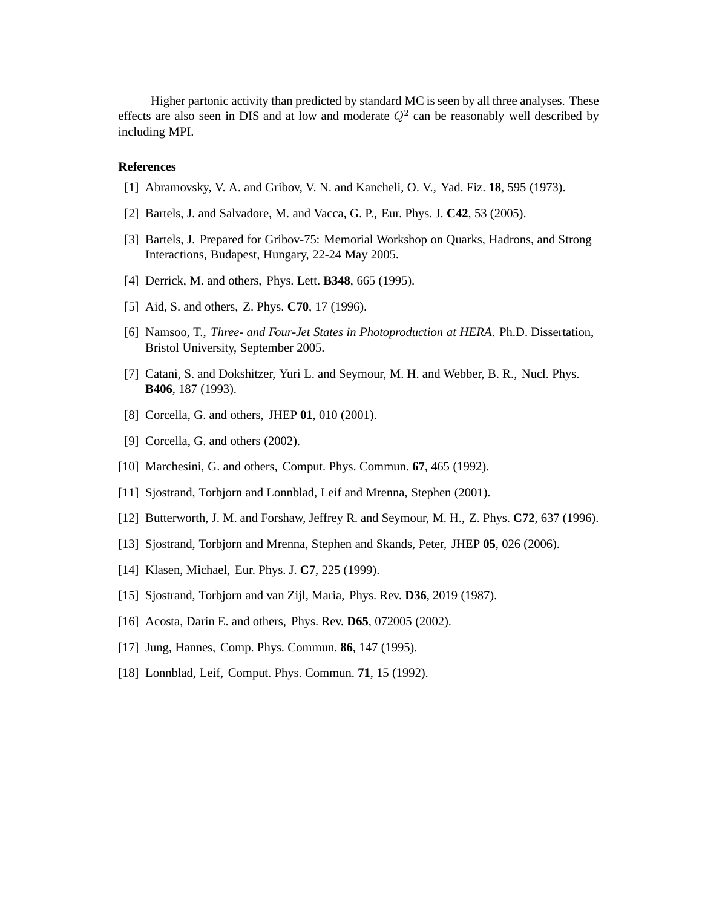Higher partonic activity than predicted by standard MC is seen by all three analyses. These effects are also seen in DIS and at low and moderate $Q^2$ can be reasonably well described by including MPI.

### References

[1] Abramovsky, V. A. and Gribov, V. N. and Kancheli, O. V., Yad. Fiz. **18**, 595 (1973).

[2] Bartels, J. and Salvadore, M. and Vacca, G. P., Eur. Phys. J. **C42**, 53 (2005).

[3] Bartels, J. Prepared for Gribov-75: Memorial Workshop on Quarks, Hadrons, and Strong Interactions, Budapest, Hungary, 22-24 May 2005.

[4] Derrick, M. and others, Phys. Lett. **B348**, 665 (1995).

[5] Aid, S. and others, Z. Phys. **C70**, 17 (1996).

[6] Namsoo, T., *Three- and Four-Jet States in Photoproduction at HERA.* Ph.D. Dissertation, Bristol University, September 2005.

[7] Catani, S. and Dokshitzer, Yuri L. and Seymour, M. H. and Webber, B. R., Nucl. Phys. **B406**, 187 (1993).

[8] Corcella, G. and others, JHEP **01**, 010 (2001).

[9] Corcella, G. and others (2002).

[10] Marchesini, G. and others, Comput. Phys. Commun. **67**, 465 (1992).

[11] Sjostrand, Torbjorn and Lonnblad, Leif and Mrenna, Stephen (2001).

[12] Butterworth, J. M. and Forshaw, Jeffrey R. and Seymour, M. H., Z. Phys. **C72**, 637 (1996).

[13] Sjostrand, Torbjorn and Mrenna, Stephen and Skands, Peter, JHEP **05**, 026 (2006).

[14] Klasen, Michael, Eur. Phys. J. **C7**, 225 (1999).

[15] Sjostrand, Torbjorn and van Zijl, Maria, Phys. Rev. **D36**, 2019 (1987).

[16] Acosta, Darin E. and others, Phys. Rev. **D65**, 072005 (2002).

[17] Jung, Hannes, Comp. Phys. Commun. **86**, 147 (1995).

[18] Lonnblad, Leif, Comput. Phys. Commun. **71**, 15 (1992).